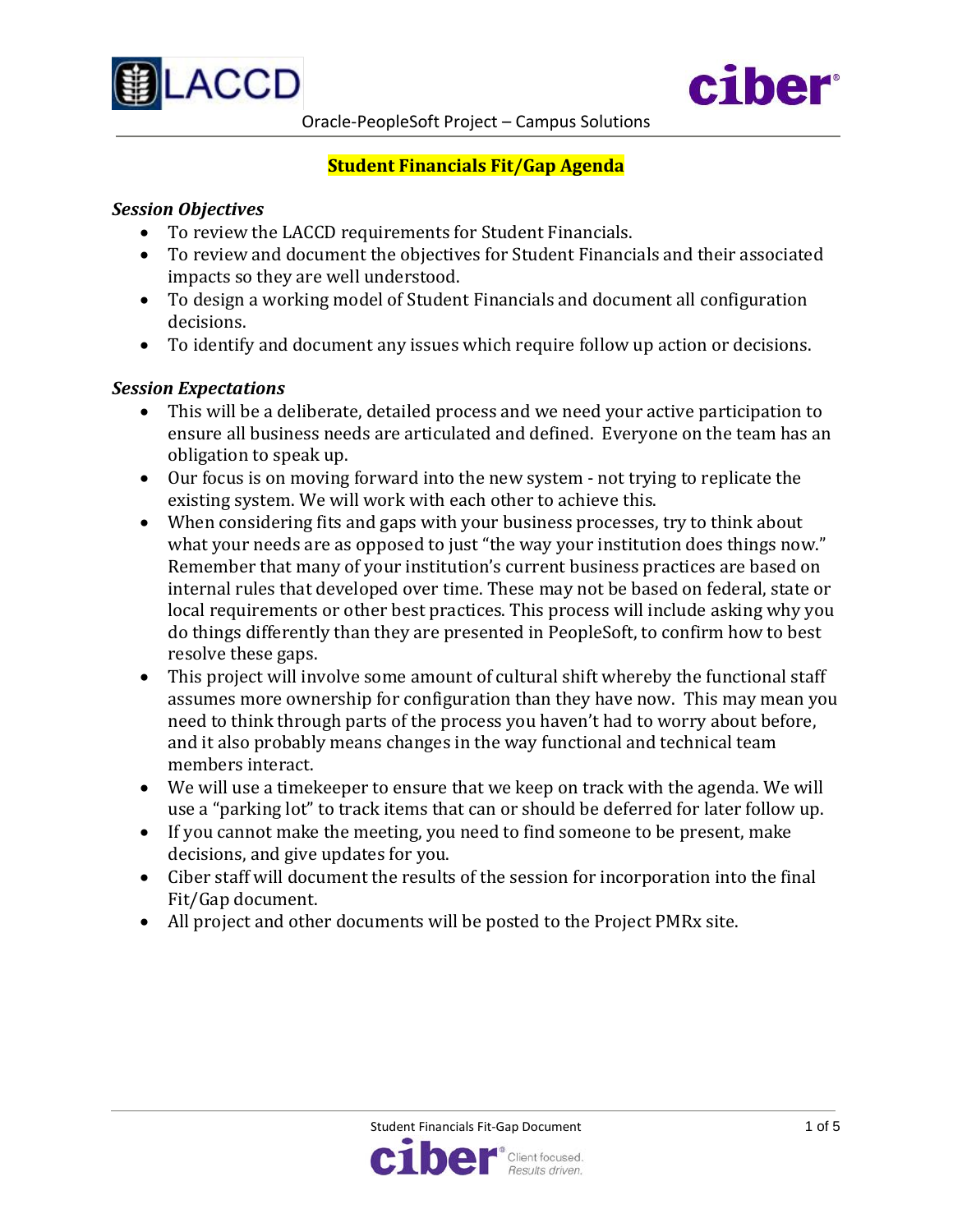# Student Financials Fit/Gap Agenda

### *Session Objectives*

- To review the LACCD requirements for Student Financials.
- To review and document the objectives for Student Financials and their associated impacts so they are well understood.
- To design a working model of Student Financials and document all configuration decisions.
- To identify and document any issues which require follow up action or decisions.

### *Session Expectations*

- This will be a deliberate, detailed process and we need your active participation to ensure all business needs are articulated and defined. Everyone on the team has an obligation to speak up.
- Our focus is on moving forward into the new system - not trying to replicate the existing system. We will work with each other to achieve this.
- When considering fits and gaps with your business processes, try to think about what your needs are as opposed to just "the way your institution does things now." Remember that many of your institution's current business practices are based on internal rules that developed over time. These may not be based on federal, state or local requirements or other best practices. This process will include asking why you do things differently than they are presented in PeopleSoft, to confirm how to best resolve these gaps.
- This project will involve some amount of cultural shift whereby the functional staff assumes more ownership for configuration than they have now. This may mean you need to think through parts of the process you haven't had to worry about before, and it also probably means changes in the way functional and technical team members interact.
- We will use a timekeeper to ensure that we keep on track with the agenda. We will use a "parking lot" to track items that can or should be deferred for later follow up.
- If you cannot make the meeting, you need to find someone to be present, make decisions, and give updates for you.
- Ciber staff will document the results of the session for incorporation into the final Fit/Gap document.
- All project and other documents will be posted to the Project PMRx site.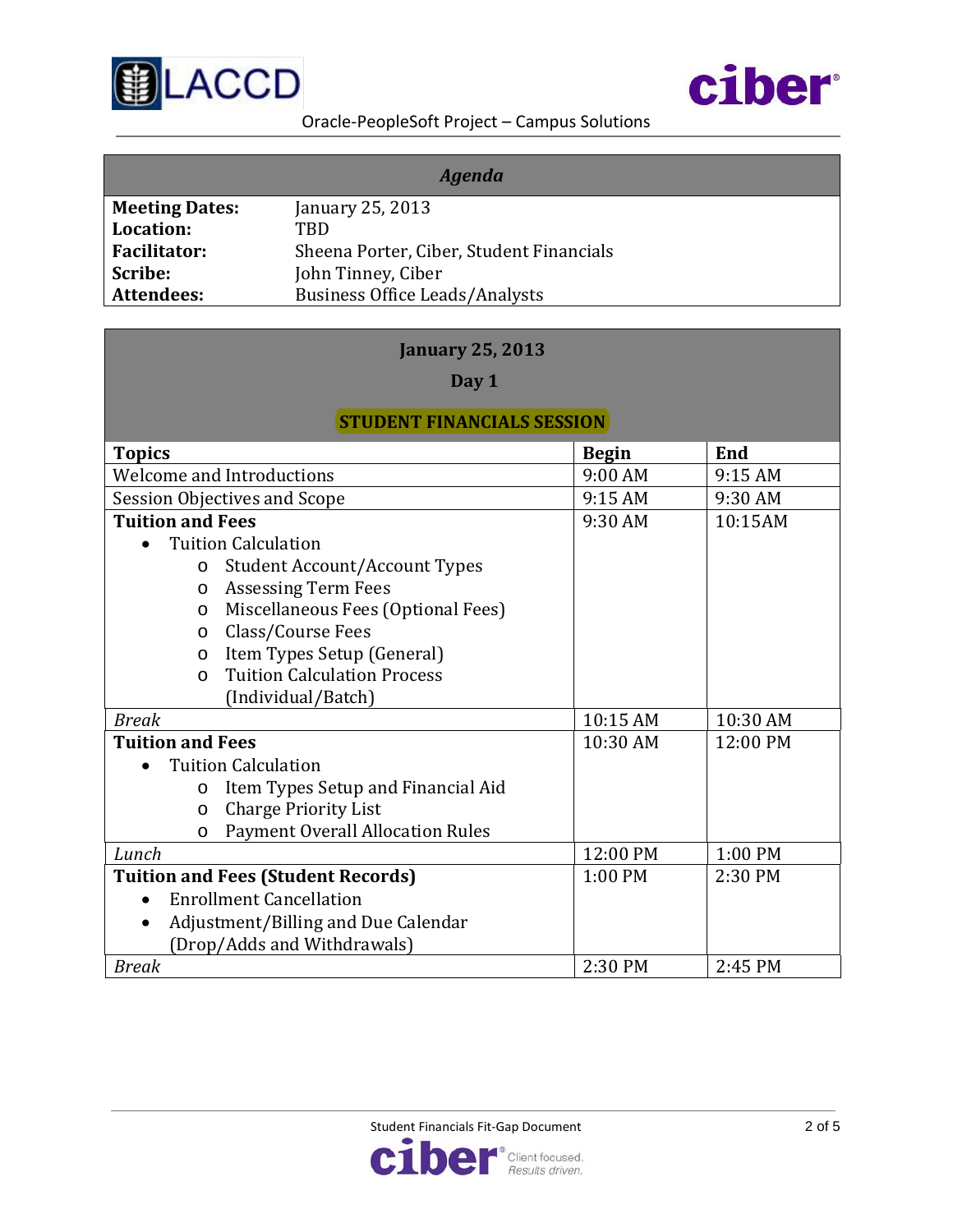| *Agenda* | |
|---|---|
| **Meeting Dates:** | January 25, 2013 |
| **Location:** | TBD |
| **Facilitator:** | Sheena Porter, Ciber, Student Financials |
| **Scribe:** | John Tinney, Ciber |
| **Attendees:** | Business Office Leads/Analysts |

**January 25, 2013**

**Day 1**

**STUDENT FINANCIALS SESSION**

| Topics | Begin | End |
|---|---|---|
| Welcome and Introductions | 9:00 AM | 9:15 AM |
| Session Objectives and Scope | 9:15 AM | 9:30 AM |
| **Tuition and Fees**<br>• Tuition Calculation<br>  o Student Account/Account Types<br>  o Assessing Term Fees<br>  o Miscellaneous Fees (Optional Fees)<br>  o Class/Course Fees<br>  o Item Types Setup (General)<br>  o Tuition Calculation Process (Individual/Batch) | 9:30 AM | 10:15AM |
| *Break* | 10:15 AM | 10:30 AM |
| **Tuition and Fees**<br>• Tuition Calculation<br>  o Item Types Setup and Financial Aid<br>  o Charge Priority List<br>  o Payment Overall Allocation Rules | 10:30 AM | 12:00 PM |
| *Lunch* | 12:00 PM | 1:00 PM |
| **Tuition and Fees (Student Records)**<br>• Enrollment Cancellation<br>• Adjustment/Billing and Due Calendar (Drop/Adds and Withdrawals) | 1:00 PM | 2:30 PM |
| *Break* | 2:30 PM | 2:45 PM |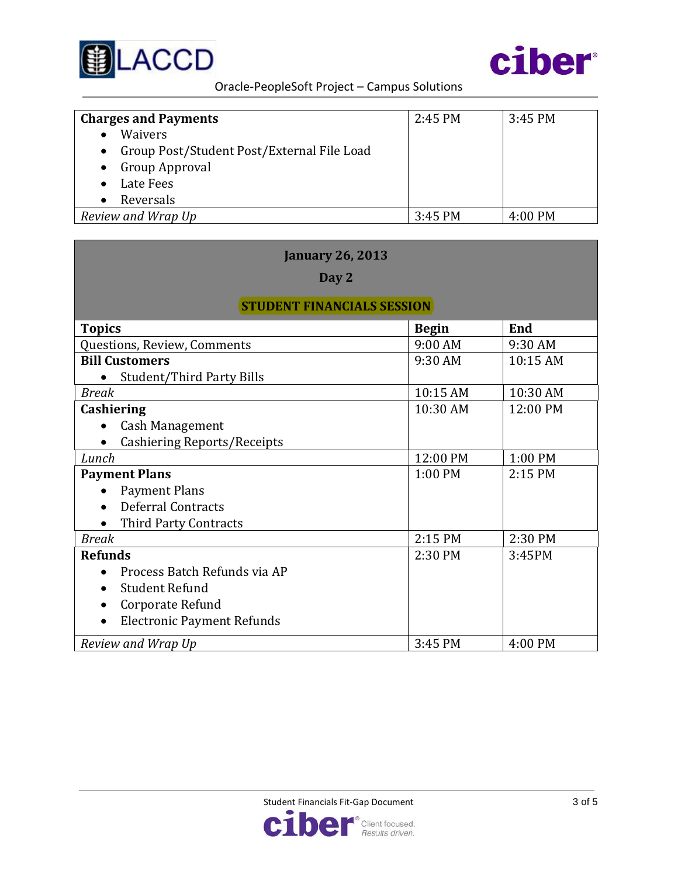| Topics | Begin | End |
|---|---|---|
| **Charges and Payments**<br>• Waivers<br>• Group Post/Student Post/External File Load<br>• Group Approval<br>• Late Fees<br>• Reversals | 2:45 PM | 3:45 PM |
| *Review and Wrap Up* | 3:45 PM | 4:00 PM |

**January 26, 2013**

**Day 2**

**STUDENT FINANCIALS SESSION**

| Topics | Begin | End |
|---|---|---|
| Questions, Review, Comments | 9:00 AM | 9:30 AM |
| **Bill Customers**<br>• Student/Third Party Bills | 9:30 AM | 10:15 AM |
| *Break* | 10:15 AM | 10:30 AM |
| **Cashiering**<br>• Cash Management<br>• Cashiering Reports/Receipts | 10:30 AM | 12:00 PM |
| *Lunch* | 12:00 PM | 1:00 PM |
| **Payment Plans**<br>• Payment Plans<br>• Deferral Contracts<br>• Third Party Contracts | 1:00 PM | 2:15 PM |
| *Break* | 2:15 PM | 2:30 PM |
| **Refunds**<br>• Process Batch Refunds via AP<br>• Student Refund<br>• Corporate Refund<br>• Electronic Payment Refunds | 2:30 PM | 3:45PM |
| *Review and Wrap Up* | 3:45 PM | 4:00 PM |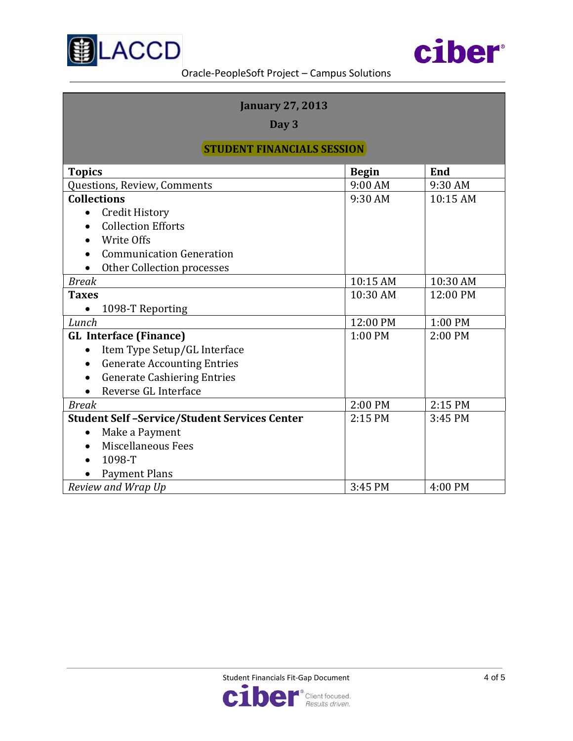| January 27, 2013<br>Day 3<br>**STUDENT FINANCIALS SESSION** | | |
|---|---|---|
| **Topics** | **Begin** | **End** |
| Questions, Review, Comments | 9:00 AM | 9:30 AM |
| **Collections**<br>• Credit History<br>• Collection Efforts<br>• Write Offs<br>• Communication Generation<br>• Other Collection processes | 9:30 AM | 10:15 AM |
| *Break* | 10:15 AM | 10:30 AM |
| **Taxes**<br>• 1098-T Reporting | 10:30 AM | 12:00 PM |
| *Lunch* | 12:00 PM | 1:00 PM |
| **GL Interface (Finance)**<br>• Item Type Setup/GL Interface<br>• Generate Accounting Entries<br>• Generate Cashiering Entries<br>• Reverse GL Interface | 1:00 PM | 2:00 PM |
| *Break* | 2:00 PM | 2:15 PM |
| **Student Self –Service/Student Services Center**<br>• Make a Payment<br>• Miscellaneous Fees<br>• 1098-T<br>• Payment Plans | 2:15 PM | 3:45 PM |
| *Review and Wrap Up* | 3:45 PM | 4:00 PM |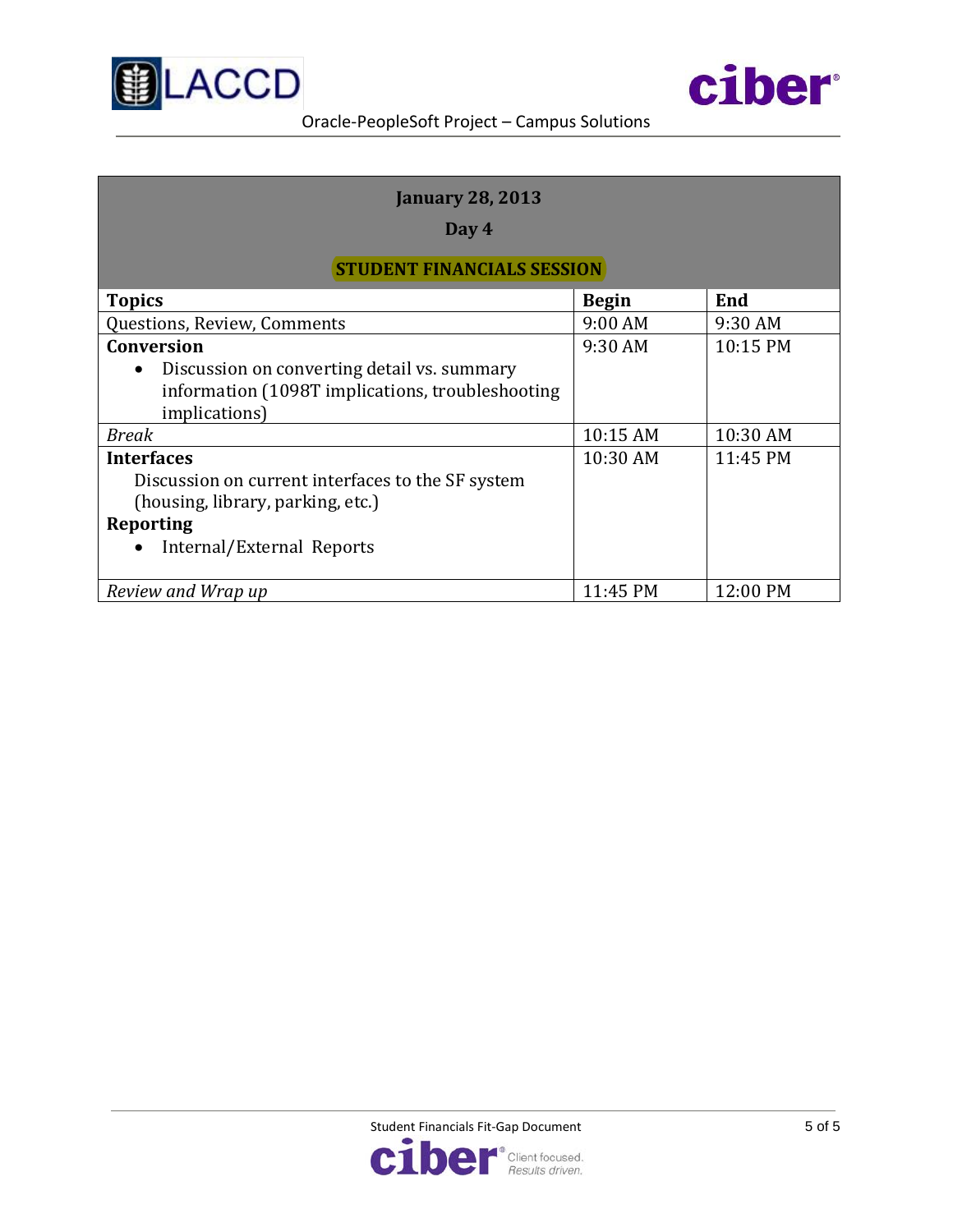| **January 28, 2013** | | |
|---|---|---|
| **Day 4** | | |
| **STUDENT FINANCIALS SESSION** | | |
| **Topics** | **Begin** | **End** |
| Questions, Review, Comments | 9:00 AM | 9:30 AM |
| **Conversion**<br>• Discussion on converting detail vs. summary information (1098T implications, troubleshooting implications) | 9:30 AM | 10:15 PM |
| *Break* | 10:15 AM | 10:30 AM |
| **Interfaces**<br>Discussion on current interfaces to the SF system (housing, library, parking, etc.)<br>**Reporting**<br>• Internal/External Reports | 10:30 AM | 11:45 PM |
| *Review and Wrap up* | 11:45 PM | 12:00 PM |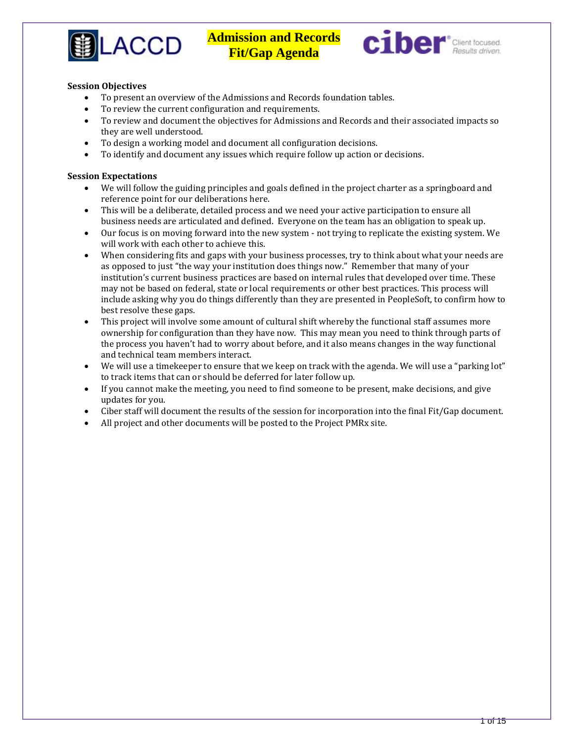# Admission and Records Fit/Gap Agenda

**Session Objectives**

- To present an overview of the Admissions and Records foundation tables.
- To review the current configuration and requirements.
- To review and document the objectives for Admissions and Records and their associated impacts so they are well understood.
- To design a working model and document all configuration decisions.
- To identify and document any issues which require follow up action or decisions.

**Session Expectations**

- We will follow the guiding principles and goals defined in the project charter as a springboard and reference point for our deliberations here.
- This will be a deliberate, detailed process and we need your active participation to ensure all business needs are articulated and defined. Everyone on the team has an obligation to speak up.
- Our focus is on moving forward into the new system - not trying to replicate the existing system. We will work with each other to achieve this.
- When considering fits and gaps with your business processes, try to think about what your needs are as opposed to just "the way your institution does things now." Remember that many of your institution's current business practices are based on internal rules that developed over time. These may not be based on federal, state or local requirements or other best practices. This process will include asking why you do things differently than they are presented in PeopleSoft, to confirm how to best resolve these gaps.
- This project will involve some amount of cultural shift whereby the functional staff assumes more ownership for configuration than they have now. This may mean you need to think through parts of the process you haven't had to worry about before, and it also means changes in the way functional and technical team members interact.
- We will use a timekeeper to ensure that we keep on track with the agenda. We will use a "parking lot" to track items that can or should be deferred for later follow up.
- If you cannot make the meeting, you need to find someone to be present, make decisions, and give updates for you.
- Ciber staff will document the results of the session for incorporation into the final Fit/Gap document.
- All project and other documents will be posted to the Project PMRx site.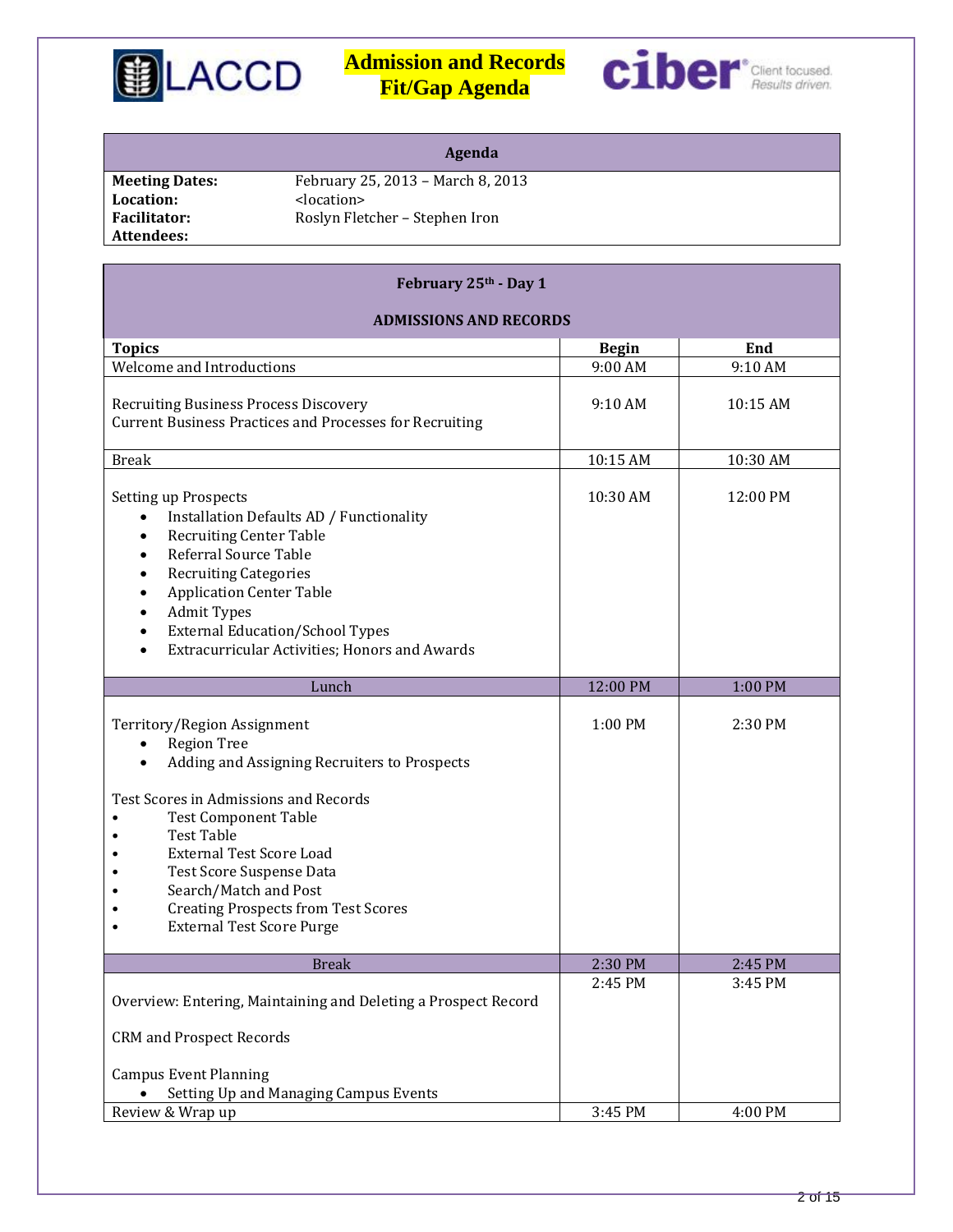# Admission and Records Fit/Gap Agenda

| Agenda | |
|---|---|
| **Meeting Dates:** | February 25, 2013 – March 8, 2013 |
| **Location:** | <location> |
| **Facilitator:** | Roslyn Fletcher – Stephen Iron |
| **Attendees:** | |

**February 25th - Day 1**

**ADMISSIONS AND RECORDS**

| Topics | Begin | End |
|---|---|---|
| Welcome and Introductions | 9:00 AM | 9:10 AM |
| Recruiting Business Process Discovery<br>Current Business Practices and Processes for Recruiting | 9:10 AM | 10:15 AM |
| Break | 10:15 AM | 10:30 AM |
| Setting up Prospects<br>• Installation Defaults AD / Functionality<br>• Recruiting Center Table<br>• Referral Source Table<br>• Recruiting Categories<br>• Application Center Table<br>• Admit Types<br>• External Education/School Types<br>• Extracurricular Activities; Honors and Awards | 10:30 AM | 12:00 PM |
| Lunch | 12:00 PM | 1:00 PM |
| Territory/Region Assignment<br>• Region Tree<br>• Adding and Assigning Recruiters to Prospects<br><br>Test Scores in Admissions and Records<br>• Test Component Table<br>• Test Table<br>• External Test Score Load<br>• Test Score Suspense Data<br>• Search/Match and Post<br>• Creating Prospects from Test Scores<br>• External Test Score Purge | 1:00 PM | 2:30 PM |
| Break | 2:30 PM | 2:45 PM |
| Overview: Entering, Maintaining and Deleting a Prospect Record<br><br>CRM and Prospect Records<br><br>Campus Event Planning<br>• Setting Up and Managing Campus Events | 2:45 PM | 3:45 PM |
| Review & Wrap up | 3:45 PM | 4:00 PM |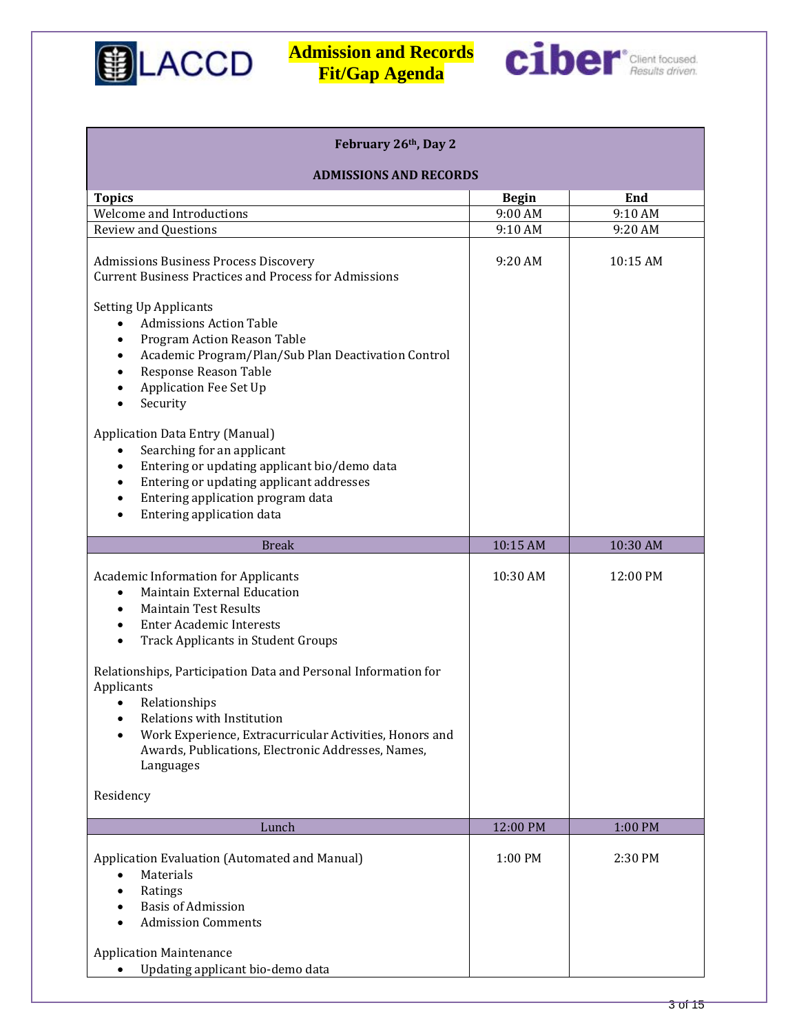# Admission and Records Fit/Gap Agenda

| February 26th, Day 2 | | |
|---|---|---|
| **ADMISSIONS AND RECORDS** | | |
| **Topics** | **Begin** | **End** |
| Welcome and Introductions | 9:00 AM | 9:10 AM |
| Review and Questions | 9:10 AM | 9:20 AM |
| Admissions Business Process Discovery<br>Current Business Practices and Process for Admissions<br><br>Setting Up Applicants<br>• Admissions Action Table<br>• Program Action Reason Table<br>• Academic Program/Plan/Sub Plan Deactivation Control<br>• Response Reason Table<br>• Application Fee Set Up<br>• Security<br><br>Application Data Entry (Manual)<br>• Searching for an applicant<br>• Entering or updating applicant bio/demo data<br>• Entering or updating applicant addresses<br>• Entering application program data<br>• Entering application data | 9:20 AM | 10:15 AM |
| Break | 10:15 AM | 10:30 AM |
| Academic Information for Applicants<br>• Maintain External Education<br>• Maintain Test Results<br>• Enter Academic Interests<br>• Track Applicants in Student Groups<br><br>Relationships, Participation Data and Personal Information for Applicants<br>• Relationships<br>• Relations with Institution<br>• Work Experience, Extracurricular Activities, Honors and Awards, Publications, Electronic Addresses, Names, Languages<br><br>Residency | 10:30 AM | 12:00 PM |
| Lunch | 12:00 PM | 1:00 PM |
| Application Evaluation (Automated and Manual)<br>• Materials<br>• Ratings<br>• Basis of Admission<br>• Admission Comments<br><br>Application Maintenance<br>• Updating applicant bio-demo data | 1:00 PM | 2:30 PM |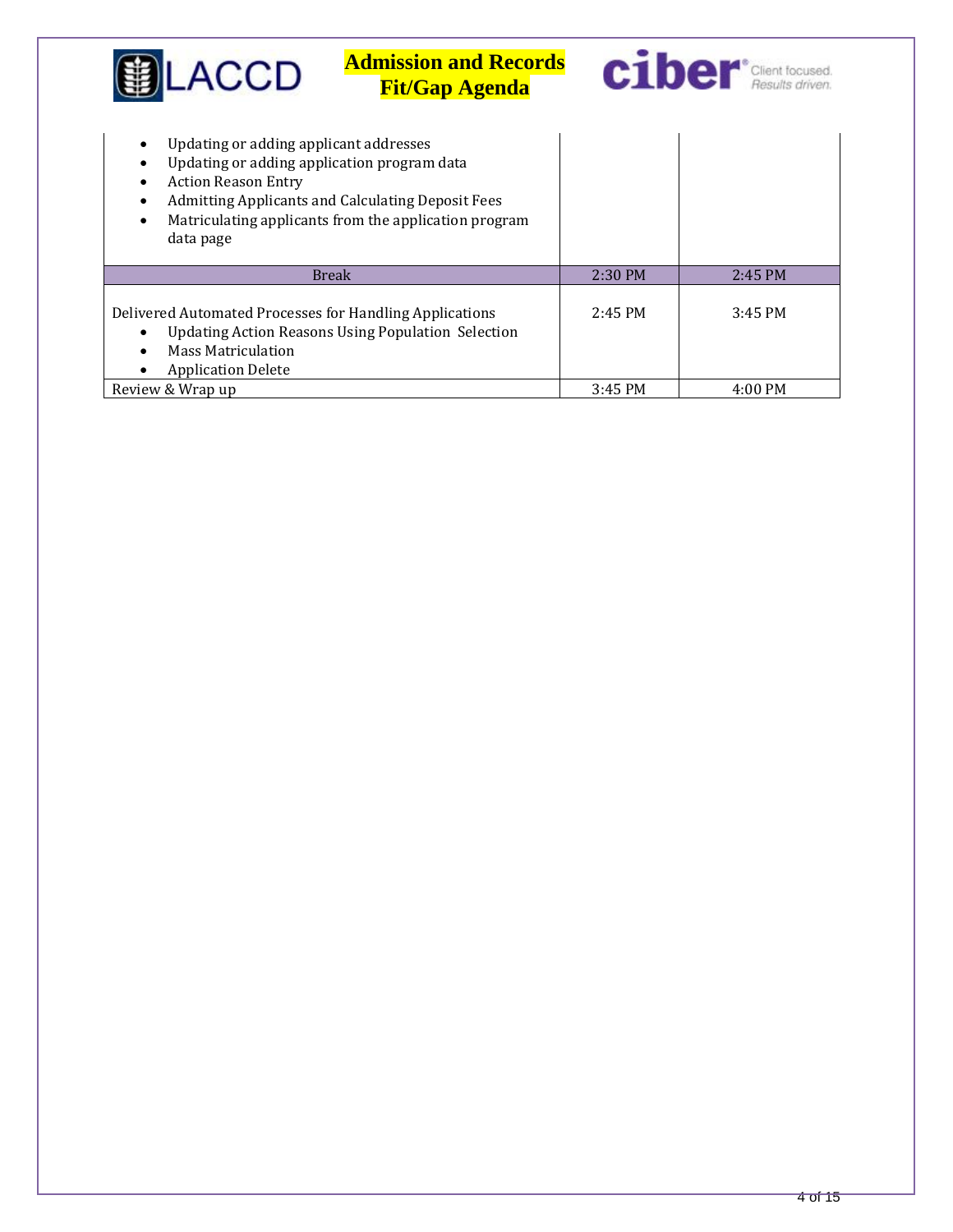| | | |
|---|---|---|
| • Updating or adding applicant addresses<br>• Updating or adding application program data<br>• Action Reason Entry<br>• Admitting Applicants and Calculating Deposit Fees<br>• Matriculating applicants from the application program data page | | |
| Break | 2:30 PM | 2:45 PM |
| Delivered Automated Processes for Handling Applications<br>• Updating Action Reasons Using Population Selection<br>• Mass Matriculation<br>• Application Delete | 2:45 PM | 3:45 PM |
| Review & Wrap up | 3:45 PM | 4:00 PM |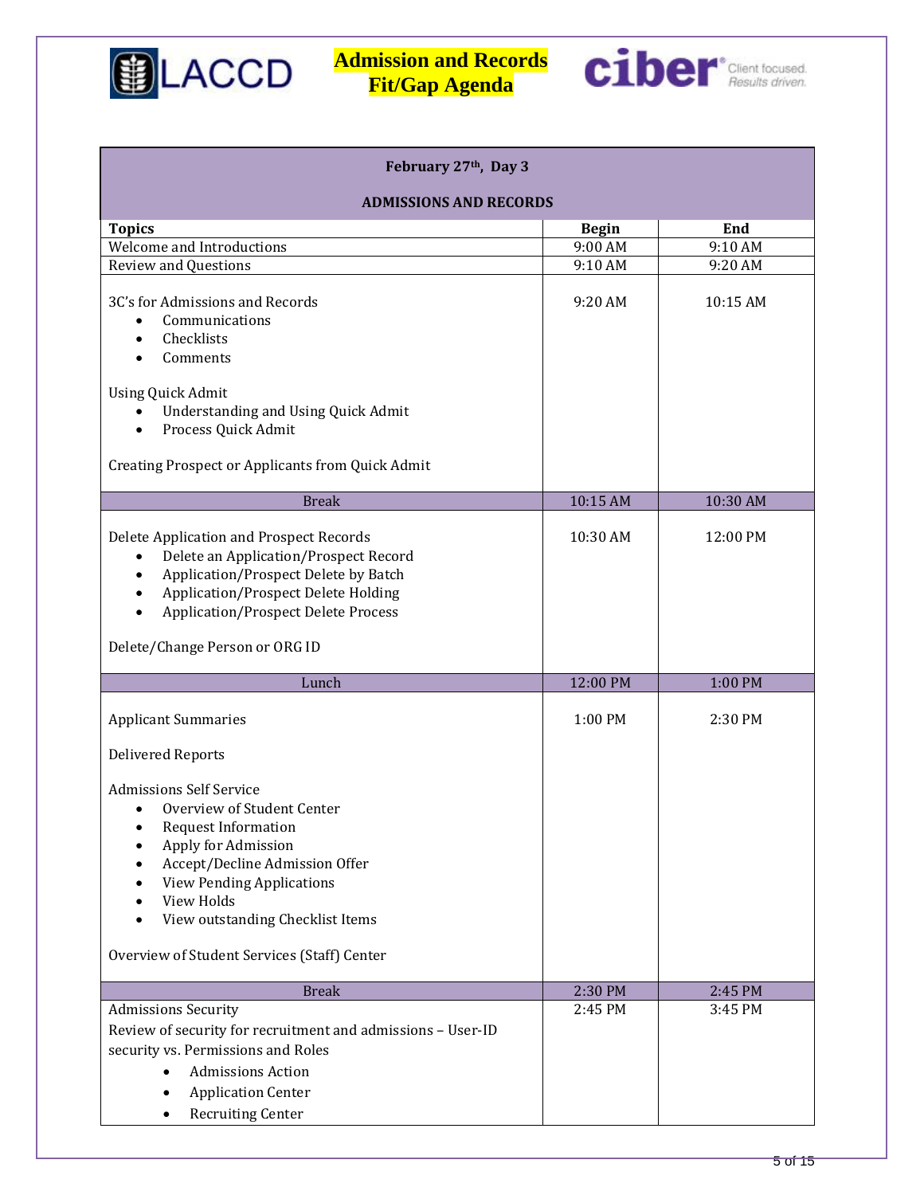# Admission and Records Fit/Gap Agenda

| February 27th, Day 3 ADMISSIONS AND RECORDS | | |
|---|---|---|
| **Topics** | **Begin** | **End** |
| Welcome and Introductions | 9:00 AM | 9:10 AM |
| Review and Questions | 9:10 AM | 9:20 AM |
| 3C's for Admissions and Records<br>• Communications<br>• Checklists<br>• Comments<br><br>Using Quick Admit<br>• Understanding and Using Quick Admit<br>• Process Quick Admit<br><br>Creating Prospect or Applicants from Quick Admit | 9:20 AM | 10:15 AM |
| Break | 10:15 AM | 10:30 AM |
| Delete Application and Prospect Records<br>• Delete an Application/Prospect Record<br>• Application/Prospect Delete by Batch<br>• Application/Prospect Delete Holding<br>• Application/Prospect Delete Process<br><br>Delete/Change Person or ORG ID | 10:30 AM | 12:00 PM |
| Lunch | 12:00 PM | 1:00 PM |
| Applicant Summaries<br><br>Delivered Reports<br><br>Admissions Self Service<br>• Overview of Student Center<br>• Request Information<br>• Apply for Admission<br>• Accept/Decline Admission Offer<br>• View Pending Applications<br>• View Holds<br>• View outstanding Checklist Items<br><br>Overview of Student Services (Staff) Center | 1:00 PM | 2:30 PM |
| Break | 2:30 PM | 2:45 PM |
| Admissions Security<br>Review of security for recruitment and admissions – User-ID security vs. Permissions and Roles<br>• Admissions Action<br>• Application Center<br>• Recruiting Center | 2:45 PM | 3:45 PM |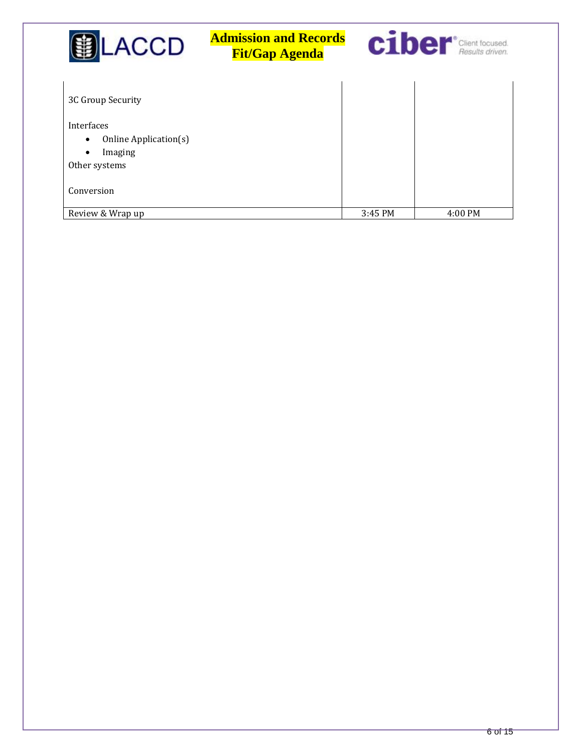| | | |
|---|---|---|
| 3C Group Security<br><br>Interfaces<br>• Online Application(s)<br>• Imaging<br>Other systems<br><br>Conversion | | |
| Review & Wrap up | 3:45 PM | 4:00 PM |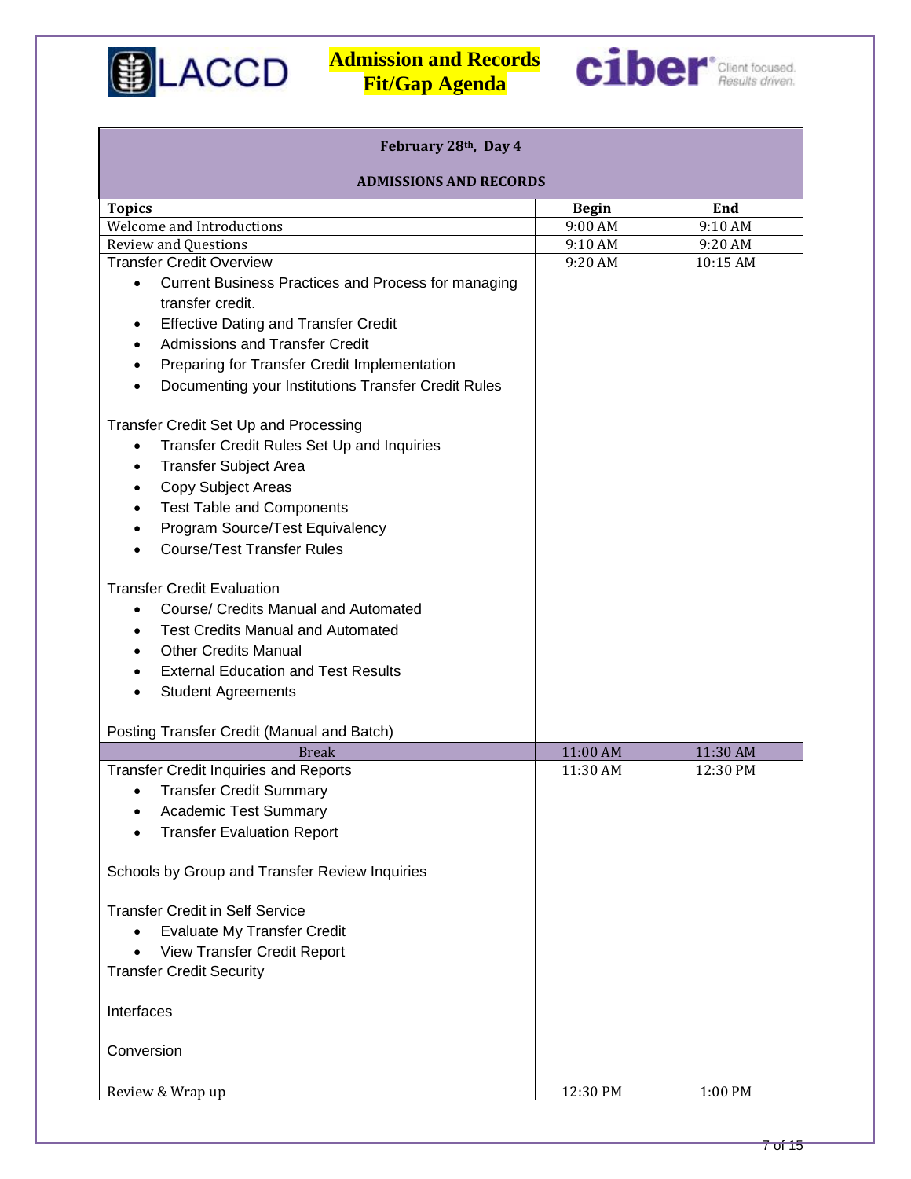# Admission and Records Fit/Gap Agenda

| February 28th, Day 4 ADMISSIONS AND RECORDS | | |
|---|---|---|
| **Topics** | **Begin** | **End** |
| Welcome and Introductions | 9:00 AM | 9:10 AM |
| Review and Questions | 9:10 AM | 9:20 AM |
| Transfer Credit Overview<br>• Current Business Practices and Process for managing transfer credit.<br>• Effective Dating and Transfer Credit<br>• Admissions and Transfer Credit<br>• Preparing for Transfer Credit Implementation<br>• Documenting your Institutions Transfer Credit Rules<br><br>Transfer Credit Set Up and Processing<br>• Transfer Credit Rules Set Up and Inquiries<br>• Transfer Subject Area<br>• Copy Subject Areas<br>• Test Table and Components<br>• Program Source/Test Equivalency<br>• Course/Test Transfer Rules<br><br>Transfer Credit Evaluation<br>• Course/ Credits Manual and Automated<br>• Test Credits Manual and Automated<br>• Other Credits Manual<br>• External Education and Test Results<br>• Student Agreements<br><br>Posting Transfer Credit (Manual and Batch) | 9:20 AM | 10:15 AM |
| Break | 11:00 AM | 11:30 AM |
| Transfer Credit Inquiries and Reports<br>• Transfer Credit Summary<br>• Academic Test Summary<br>• Transfer Evaluation Report<br><br>Schools by Group and Transfer Review Inquiries<br><br>Transfer Credit in Self Service<br>• Evaluate My Transfer Credit<br>• View Transfer Credit Report<br>Transfer Credit Security<br><br>Interfaces<br><br>Conversion | 11:30 AM | 12:30 PM |
| Review & Wrap up | 12:30 PM | 1:00 PM |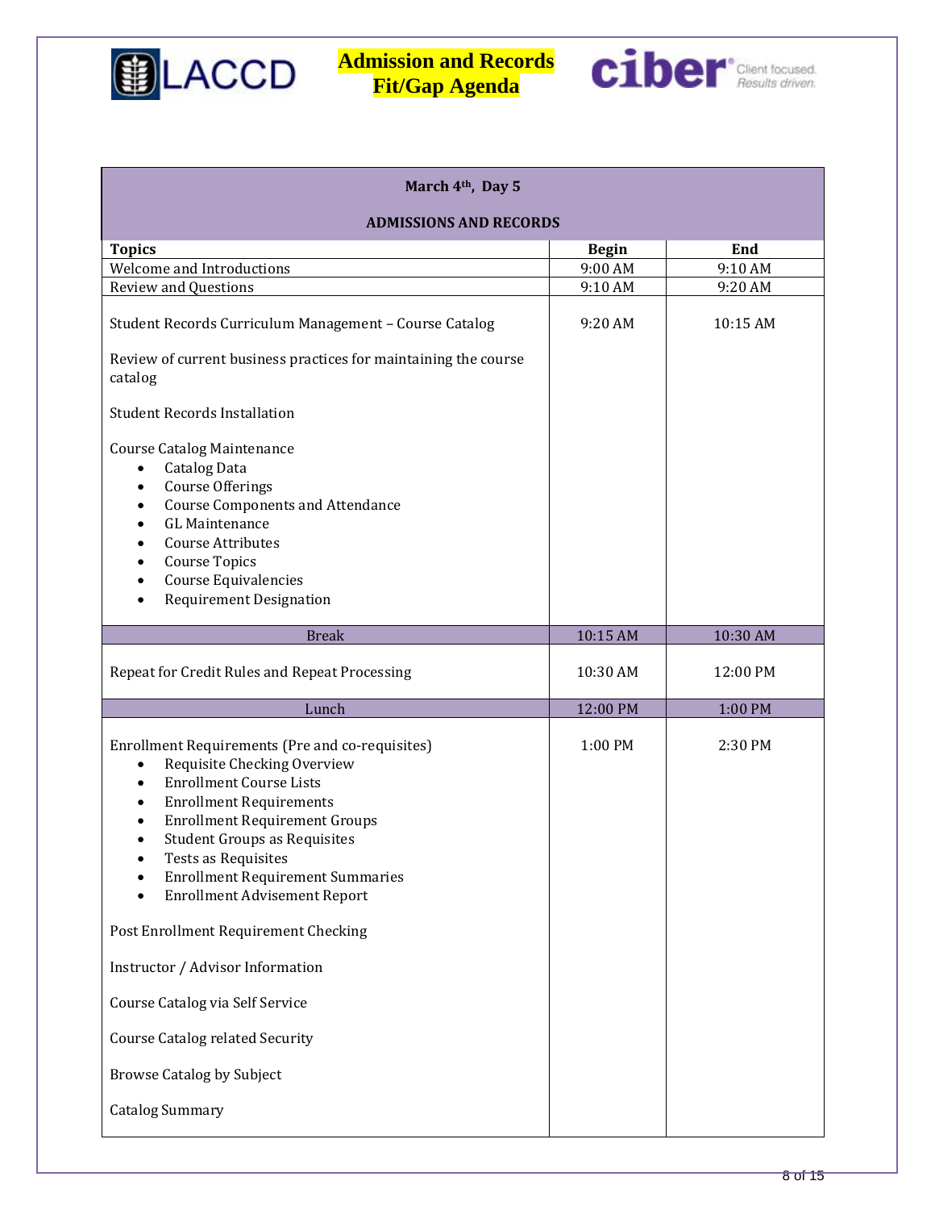# Admission and Records Fit/Gap Agenda

| March 4th, Day 5 — ADMISSIONS AND RECORDS | | |
|---|---|---|
| **Topics** | **Begin** | **End** |
| Welcome and Introductions | 9:00 AM | 9:10 AM |
| Review and Questions | 9:10 AM | 9:20 AM |
| Student Records Curriculum Management – Course Catalog<br><br>Review of current business practices for maintaining the course catalog<br><br>Student Records Installation<br><br>Course Catalog Maintenance<br>• Catalog Data<br>• Course Offerings<br>• Course Components and Attendance<br>• GL Maintenance<br>• Course Attributes<br>• Course Topics<br>• Course Equivalencies<br>• Requirement Designation | 9:20 AM | 10:15 AM |
| Break | 10:15 AM | 10:30 AM |
| Repeat for Credit Rules and Repeat Processing | 10:30 AM | 12:00 PM |
| Lunch | 12:00 PM | 1:00 PM |
| Enrollment Requirements (Pre and co-requisites)<br>• Requisite Checking Overview<br>• Enrollment Course Lists<br>• Enrollment Requirements<br>• Enrollment Requirement Groups<br>• Student Groups as Requisites<br>• Tests as Requisites<br>• Enrollment Requirement Summaries<br>• Enrollment Advisement Report<br><br>Post Enrollment Requirement Checking<br><br>Instructor / Advisor Information<br><br>Course Catalog via Self Service<br><br>Course Catalog related Security<br><br>Browse Catalog by Subject<br><br>Catalog Summary | 1:00 PM | 2:30 PM |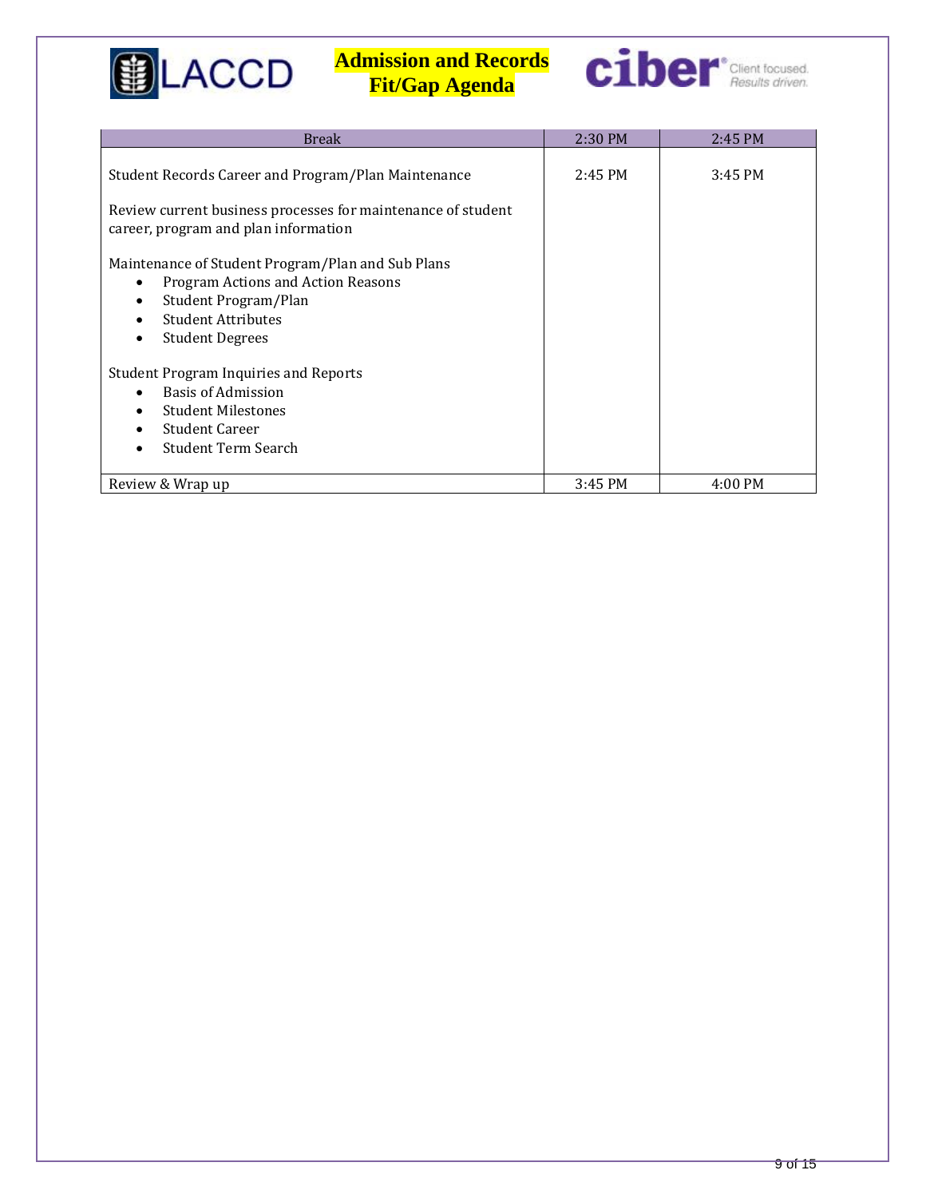# Admission and Records Fit/Gap Agenda

| Break | 2:30 PM | 2:45 PM |
|---|---|---|
| Student Records Career and Program/Plan Maintenance<br><br>Review current business processes for maintenance of student career, program and plan information<br><br>Maintenance of Student Program/Plan and Sub Plans<br>• Program Actions and Action Reasons<br>• Student Program/Plan<br>• Student Attributes<br>• Student Degrees<br><br>Student Program Inquiries and Reports<br>• Basis of Admission<br>• Student Milestones<br>• Student Career<br>• Student Term Search | 2:45 PM | 3:45 PM |
| Review & Wrap up | 3:45 PM | 4:00 PM |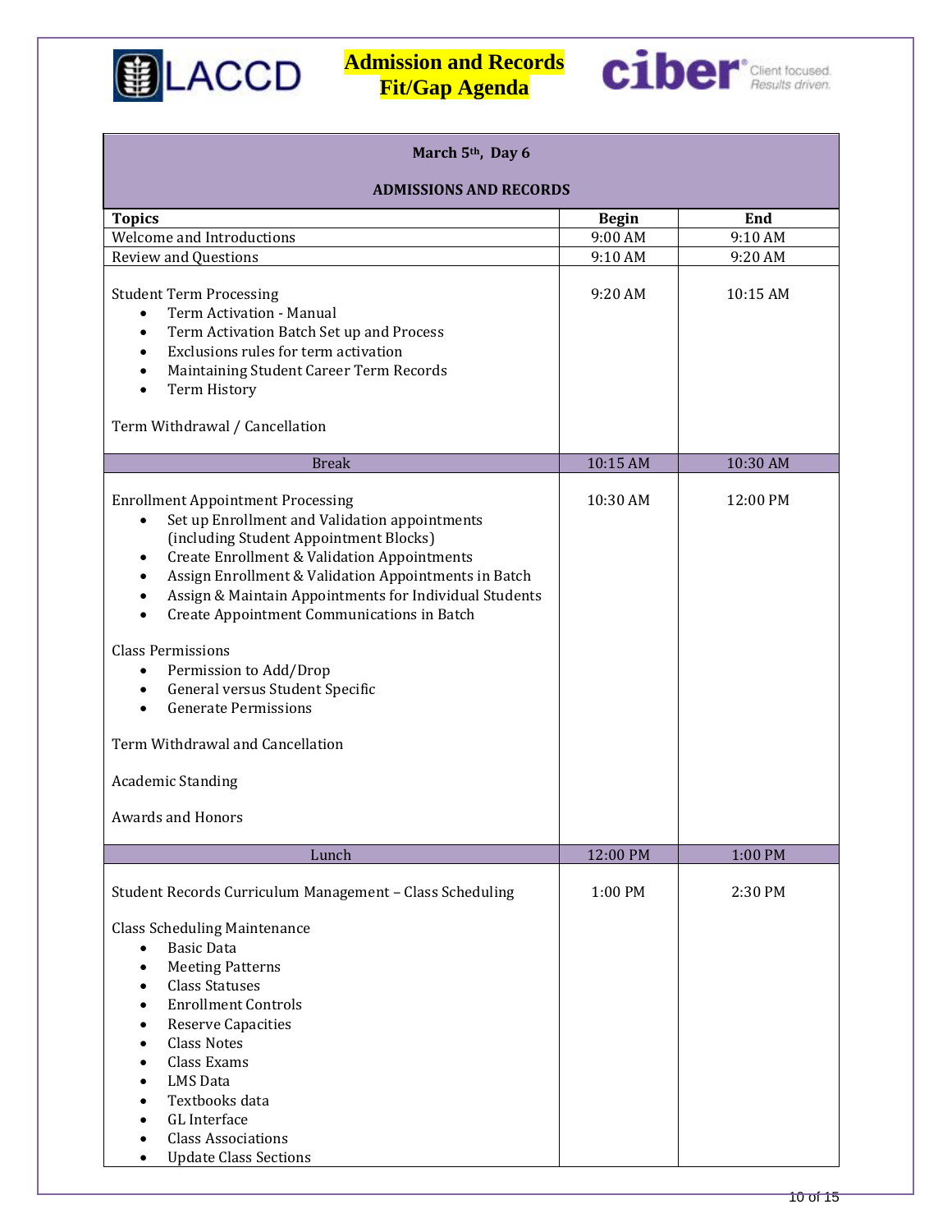# Admission and Records Fit/Gap Agenda

| March 5th, Day 6<br>ADMISSIONS AND RECORDS | | |
|---|---|---|
| **Topics** | **Begin** | **End** |
| Welcome and Introductions | 9:00 AM | 9:10 AM |
| Review and Questions | 9:10 AM | 9:20 AM |
| Student Term Processing<br>• Term Activation - Manual<br>• Term Activation Batch Set up and Process<br>• Exclusions rules for term activation<br>• Maintaining Student Career Term Records<br>• Term History<br><br>Term Withdrawal / Cancellation | 9:20 AM | 10:15 AM |
| Break | 10:15 AM | 10:30 AM |
| Enrollment Appointment Processing<br>• Set up Enrollment and Validation appointments (including Student Appointment Blocks)<br>• Create Enrollment & Validation Appointments<br>• Assign Enrollment & Validation Appointments in Batch<br>• Assign & Maintain Appointments for Individual Students<br>• Create Appointment Communications in Batch<br><br>Class Permissions<br>• Permission to Add/Drop<br>• General versus Student Specific<br>• Generate Permissions<br><br>Term Withdrawal and Cancellation<br><br>Academic Standing<br><br>Awards and Honors | 10:30 AM | 12:00 PM |
| Lunch | 12:00 PM | 1:00 PM |
| Student Records Curriculum Management – Class Scheduling<br><br>Class Scheduling Maintenance<br>• Basic Data<br>• Meeting Patterns<br>• Class Statuses<br>• Enrollment Controls<br>• Reserve Capacities<br>• Class Notes<br>• Class Exams<br>• LMS Data<br>• Textbooks data<br>• GL Interface<br>• Class Associations<br>• Update Class Sections | 1:00 PM | 2:30 PM |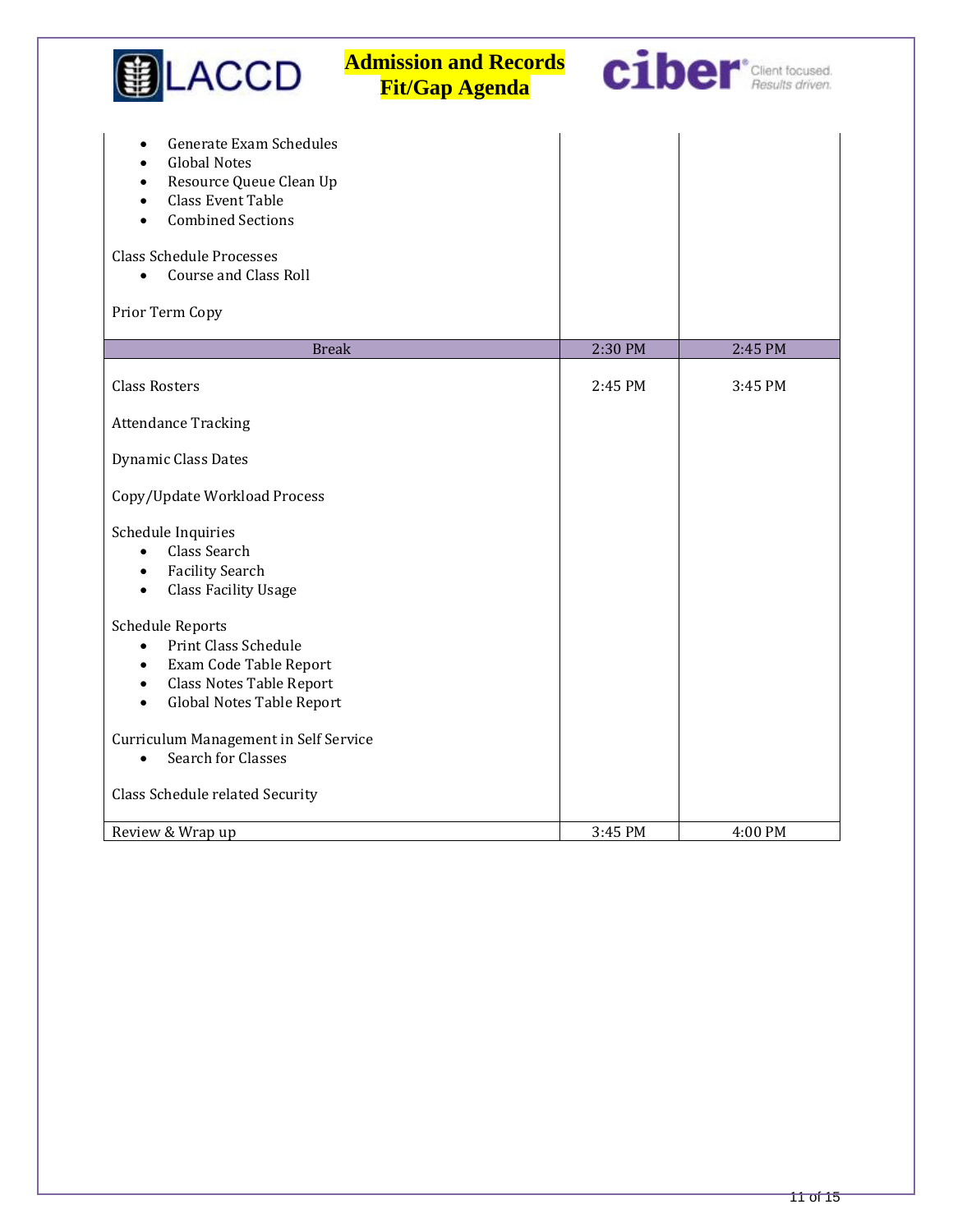| | | |
|---|---|---|
| • Generate Exam Schedules<br>• Global Notes<br>• Resource Queue Clean Up<br>• Class Event Table<br>• Combined Sections<br><br>Class Schedule Processes<br>• Course and Class Roll<br><br>Prior Term Copy | | |
| Break | 2:30 PM | 2:45 PM |
| Class Rosters<br><br>Attendance Tracking<br><br>Dynamic Class Dates<br><br>Copy/Update Workload Process<br><br>Schedule Inquiries<br>• Class Search<br>• Facility Search<br>• Class Facility Usage<br><br>Schedule Reports<br>• Print Class Schedule<br>• Exam Code Table Report<br>• Class Notes Table Report<br>• Global Notes Table Report<br><br>Curriculum Management in Self Service<br>• Search for Classes<br><br>Class Schedule related Security | 2:45 PM | 3:45 PM |
| Review & Wrap up | 3:45 PM | 4:00 PM |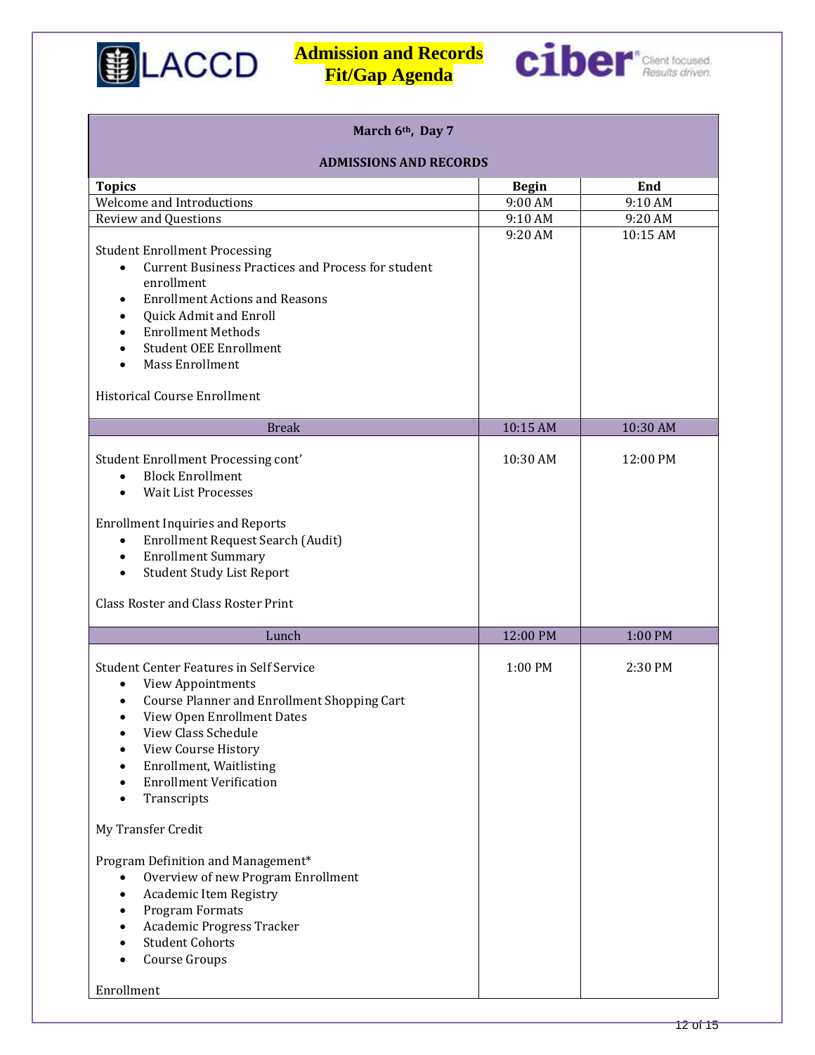# Admission and Records Fit/Gap Agenda

| March 6th, Day 7 — ADMISSIONS AND RECORDS | | |
|---|---|---|
| **Topics** | **Begin** | **End** |
| Welcome and Introductions | 9:00 AM | 9:10 AM |
| Review and Questions | 9:10 AM | 9:20 AM |
| Student Enrollment Processing<br>• Current Business Practices and Process for student enrollment<br>• Enrollment Actions and Reasons<br>• Quick Admit and Enroll<br>• Enrollment Methods<br>• Student OEE Enrollment<br>• Mass Enrollment<br><br>Historical Course Enrollment | 9:20 AM | 10:15 AM |
| Break | 10:15 AM | 10:30 AM |
| Student Enrollment Processing cont'<br>• Block Enrollment<br>• Wait List Processes<br><br>Enrollment Inquiries and Reports<br>• Enrollment Request Search (Audit)<br>• Enrollment Summary<br>• Student Study List Report<br><br>Class Roster and Class Roster Print | 10:30 AM | 12:00 PM |
| Lunch | 12:00 PM | 1:00 PM |
| Student Center Features in Self Service<br>• View Appointments<br>• Course Planner and Enrollment Shopping Cart<br>• View Open Enrollment Dates<br>• View Class Schedule<br>• View Course History<br>• Enrollment, Waitlisting<br>• Enrollment Verification<br>• Transcripts<br><br>My Transfer Credit<br><br>Program Definition and Management*<br>• Overview of new Program Enrollment<br>• Academic Item Registry<br>• Program Formats<br>• Academic Progress Tracker<br>• Student Cohorts<br>• Course Groups<br><br>Enrollment | 1:00 PM | 2:30 PM |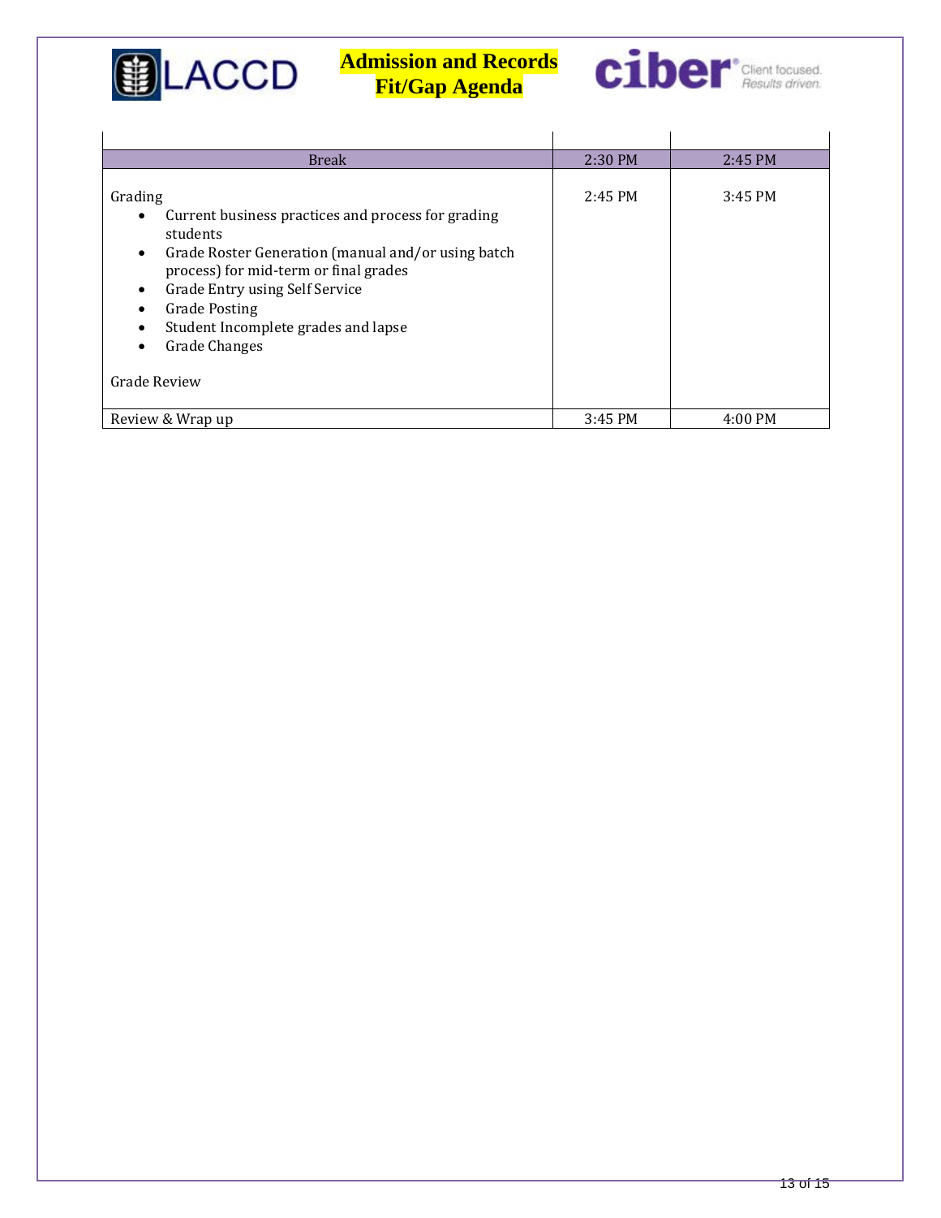| | | |
|---|---|---|
| Break | 2:30 PM | 2:45 PM |
| Grading<br>• Current business practices and process for grading students<br>• Grade Roster Generation (manual and/or using batch process) for mid-term or final grades<br>• Grade Entry using Self Service<br>• Grade Posting<br>• Student Incomplete grades and lapse<br>• Grade Changes<br><br>Grade Review | 2:45 PM | 3:45 PM |
| Review & Wrap up | 3:45 PM | 4:00 PM |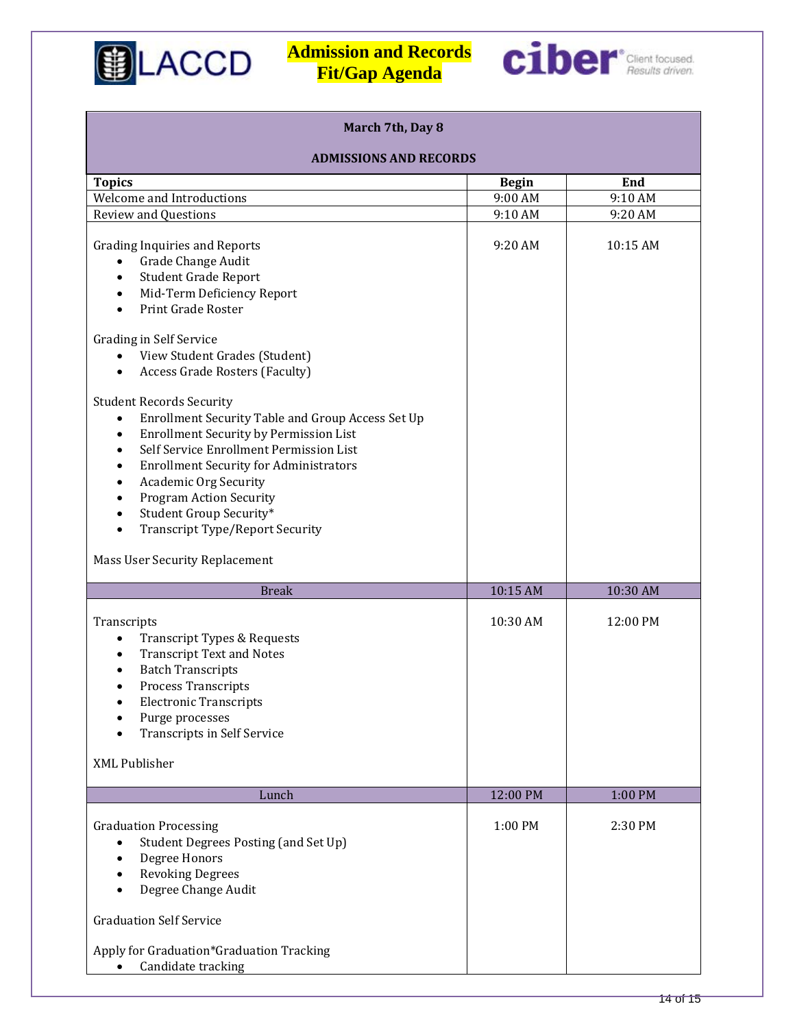# Admission and Records Fit/Gap Agenda

| March 7th, Day 8 | | |
|---|---|---|
| **ADMISSIONS AND RECORDS** | | |
| **Topics** | **Begin** | **End** |
| Welcome and Introductions | 9:00 AM | 9:10 AM |
| Review and Questions | 9:10 AM | 9:20 AM |
| Grading Inquiries and Reports<br>• Grade Change Audit<br>• Student Grade Report<br>• Mid-Term Deficiency Report<br>• Print Grade Roster<br><br>Grading in Self Service<br>• View Student Grades (Student)<br>• Access Grade Rosters (Faculty)<br><br>Student Records Security<br>• Enrollment Security Table and Group Access Set Up<br>• Enrollment Security by Permission List<br>• Self Service Enrollment Permission List<br>• Enrollment Security for Administrators<br>• Academic Org Security<br>• Program Action Security<br>• Student Group Security*<br>• Transcript Type/Report Security<br><br>Mass User Security Replacement | 9:20 AM | 10:15 AM |
| Break | 10:15 AM | 10:30 AM |
| Transcripts<br>• Transcript Types & Requests<br>• Transcript Text and Notes<br>• Batch Transcripts<br>• Process Transcripts<br>• Electronic Transcripts<br>• Purge processes<br>• Transcripts in Self Service<br><br>XML Publisher | 10:30 AM | 12:00 PM |
| Lunch | 12:00 PM | 1:00 PM |
| Graduation Processing<br>• Student Degrees Posting (and Set Up)<br>• Degree Honors<br>• Revoking Degrees<br>• Degree Change Audit<br><br>Graduation Self Service<br><br>Apply for Graduation*Graduation Tracking<br>• Candidate tracking | 1:00 PM | 2:30 PM |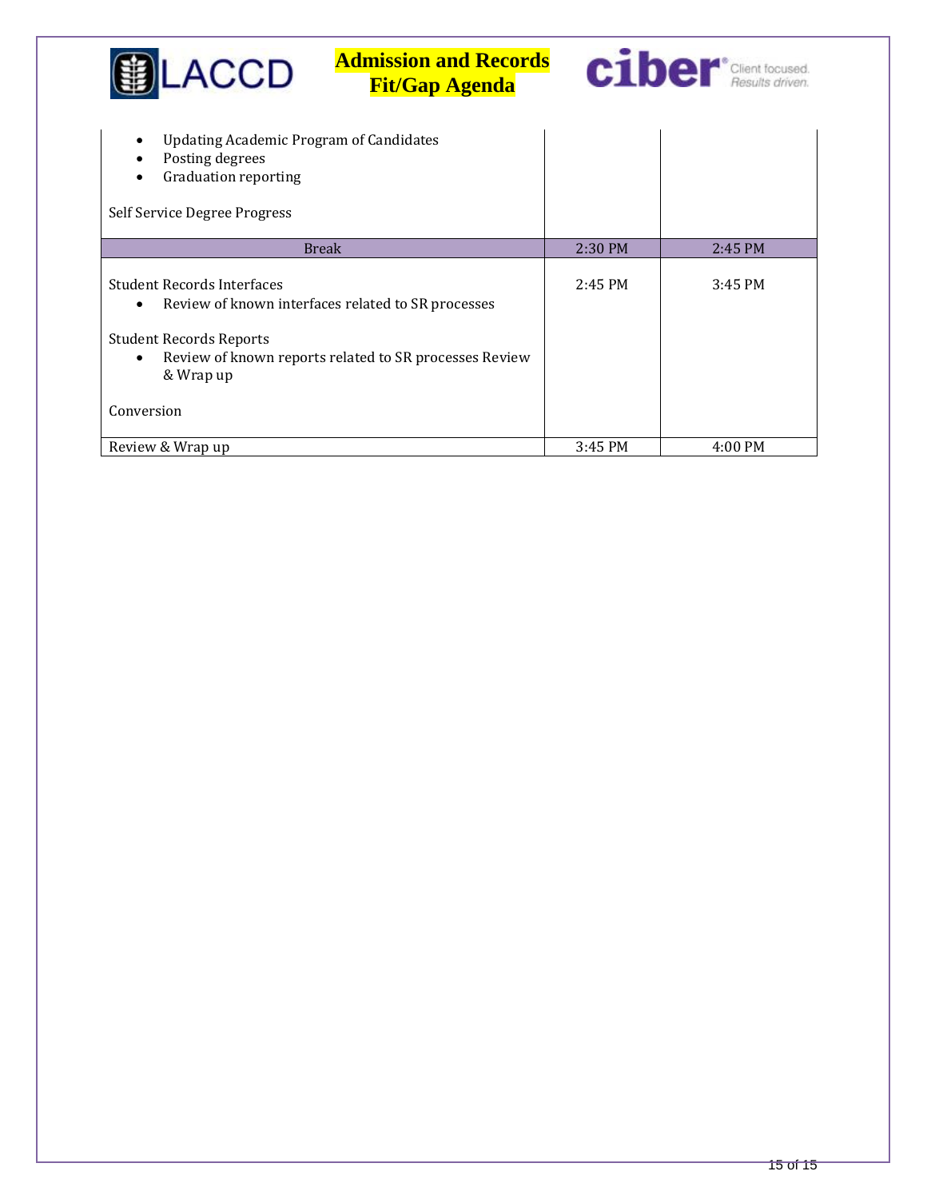| | | |
|---|---|---|
| • Updating Academic Program of Candidates<br>• Posting degrees<br>• Graduation reporting<br><br>Self Service Degree Progress | | |
| Break | 2:30 PM | 2:45 PM |
| Student Records Interfaces<br>• Review of known interfaces related to SR processes<br><br>Student Records Reports<br>• Review of known reports related to SR processes Review & Wrap up<br><br>Conversion | 2:45 PM | 3:45 PM |
| Review & Wrap up | 3:45 PM | 4:00 PM |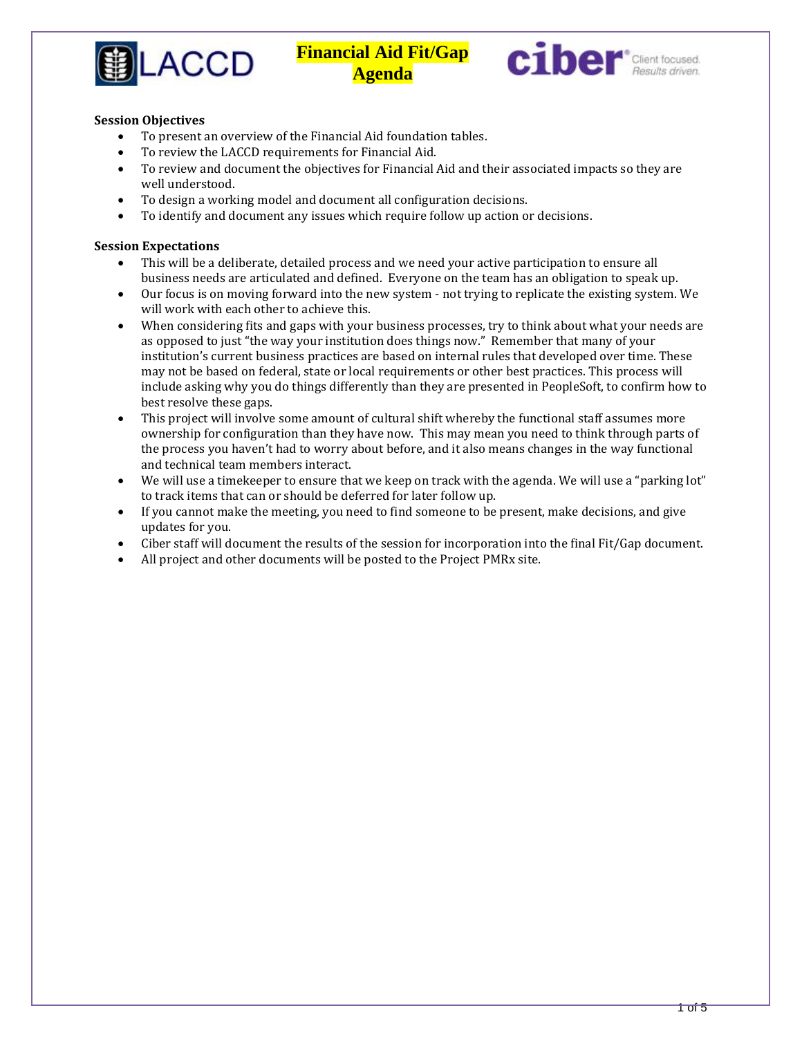# Financial Aid Fit/Gap Agenda

**Session Objectives**

- To present an overview of the Financial Aid foundation tables.
- To review the LACCD requirements for Financial Aid.
- To review and document the objectives for Financial Aid and their associated impacts so they are well understood.
- To design a working model and document all configuration decisions.
- To identify and document any issues which require follow up action or decisions.

**Session Expectations**

- This will be a deliberate, detailed process and we need your active participation to ensure all business needs are articulated and defined. Everyone on the team has an obligation to speak up.
- Our focus is on moving forward into the new system - not trying to replicate the existing system. We will work with each other to achieve this.
- When considering fits and gaps with your business processes, try to think about what your needs are as opposed to just "the way your institution does things now." Remember that many of your institution's current business practices are based on internal rules that developed over time. These may not be based on federal, state or local requirements or other best practices. This process will include asking why you do things differently than they are presented in PeopleSoft, to confirm how to best resolve these gaps.
- This project will involve some amount of cultural shift whereby the functional staff assumes more ownership for configuration than they have now. This may mean you need to think through parts of the process you haven't had to worry about before, and it also means changes in the way functional and technical team members interact.
- We will use a timekeeper to ensure that we keep on track with the agenda. We will use a "parking lot" to track items that can or should be deferred for later follow up.
- If you cannot make the meeting, you need to find someone to be present, make decisions, and give updates for you.
- Ciber staff will document the results of the session for incorporation into the final Fit/Gap document.
- All project and other documents will be posted to the Project PMRx site.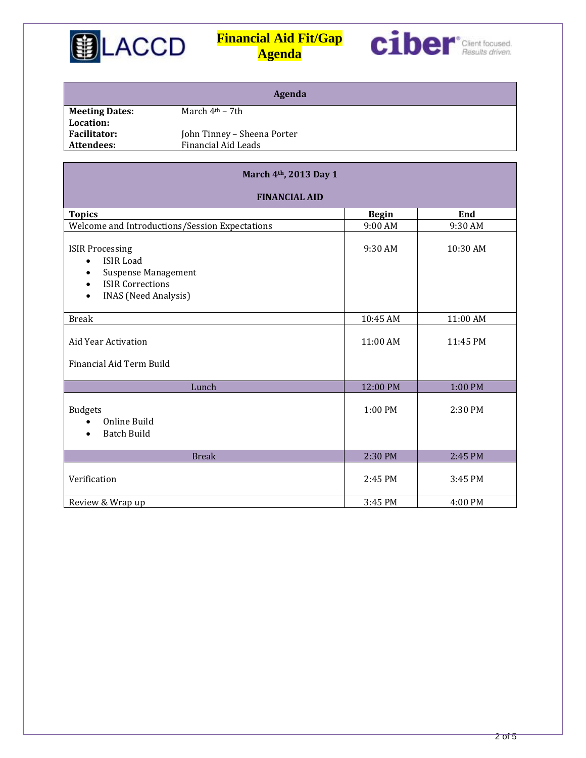# Financial Aid Fit/Gap Agenda

| Agenda | |
|---|---|
| **Meeting Dates:** | March 4th – 7th |
| **Location:** | |
| **Facilitator:** | John Tinney – Sheena Porter |
| **Attendees:** | Financial Aid Leads |

**March 4th, 2013 Day 1**

**FINANCIAL AID**

| Topics | Begin | End |
|---|---|---|
| Welcome and Introductions/Session Expectations | 9:00 AM | 9:30 AM |
| ISIR Processing<br>• ISIR Load<br>• Suspense Management<br>• ISIR Corrections<br>• INAS (Need Analysis) | 9:30 AM | 10:30 AM |
| Break | 10:45 AM | 11:00 AM |
| Aid Year Activation<br><br>Financial Aid Term Build | 11:00 AM | 11:45 PM |
| Lunch | 12:00 PM | 1:00 PM |
| Budgets<br>• Online Build<br>• Batch Build | 1:00 PM | 2:30 PM |
| Break | 2:30 PM | 2:45 PM |
| Verification | 2:45 PM | 3:45 PM |
| Review & Wrap up | 3:45 PM | 4:00 PM |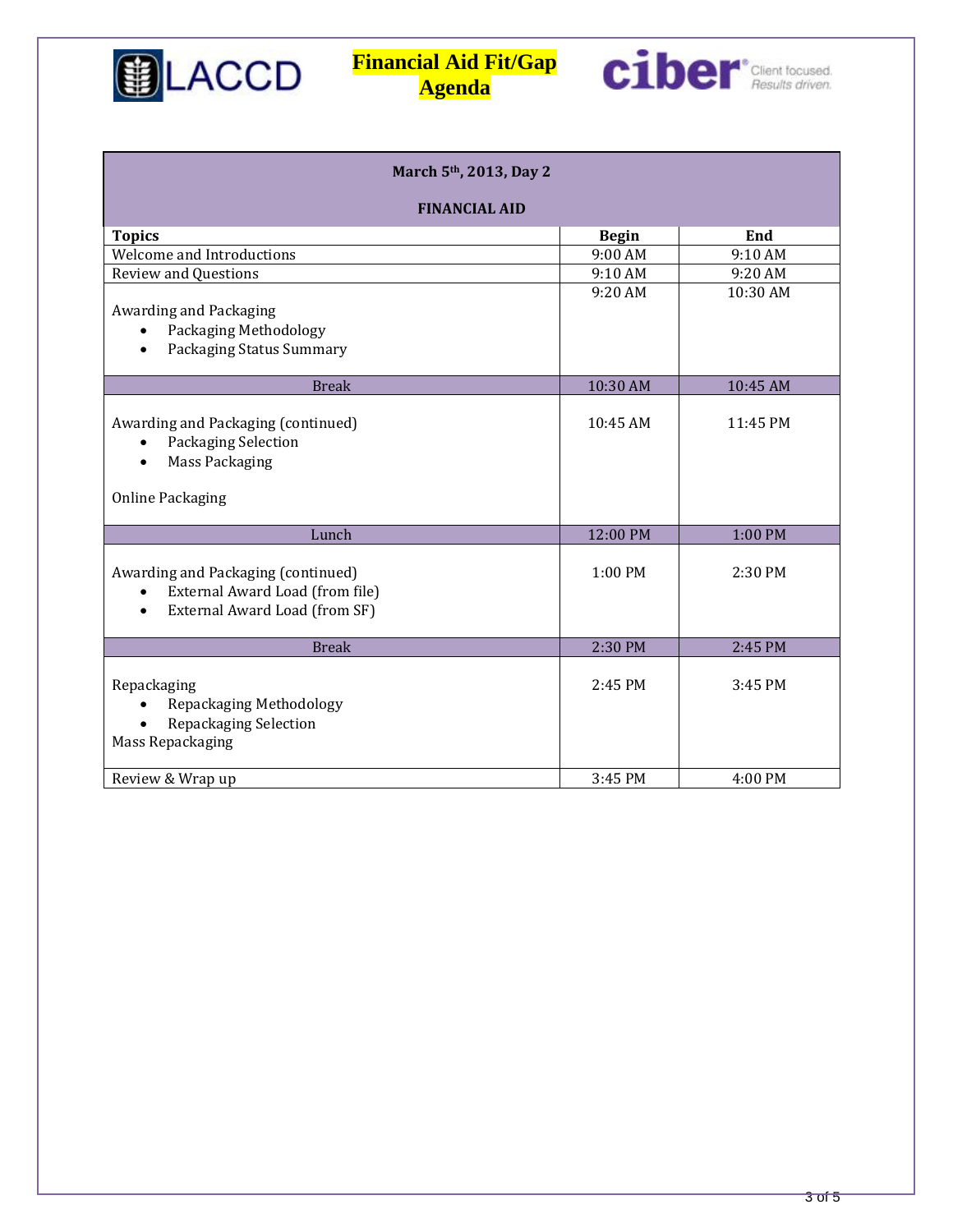# Financial Aid Fit/Gap Agenda

| March 5th, 2013, Day 2 FINANCIAL AID | | |
|---|---|---|
| **Topics** | **Begin** | **End** |
| Welcome and Introductions | 9:00 AM | 9:10 AM |
| Review and Questions | 9:10 AM | 9:20 AM |
| Awarding and Packaging<br>• Packaging Methodology<br>• Packaging Status Summary | 9:20 AM | 10:30 AM |
| Break | 10:30 AM | 10:45 AM |
| Awarding and Packaging (continued)<br>• Packaging Selection<br>• Mass Packaging<br><br>Online Packaging | 10:45 AM | 11:45 PM |
| Lunch | 12:00 PM | 1:00 PM |
| Awarding and Packaging (continued)<br>• External Award Load (from file)<br>• External Award Load (from SF) | 1:00 PM | 2:30 PM |
| Break | 2:30 PM | 2:45 PM |
| Repackaging<br>• Repackaging Methodology<br>• Repackaging Selection<br>Mass Repackaging | 2:45 PM | 3:45 PM |
| Review & Wrap up | 3:45 PM | 4:00 PM |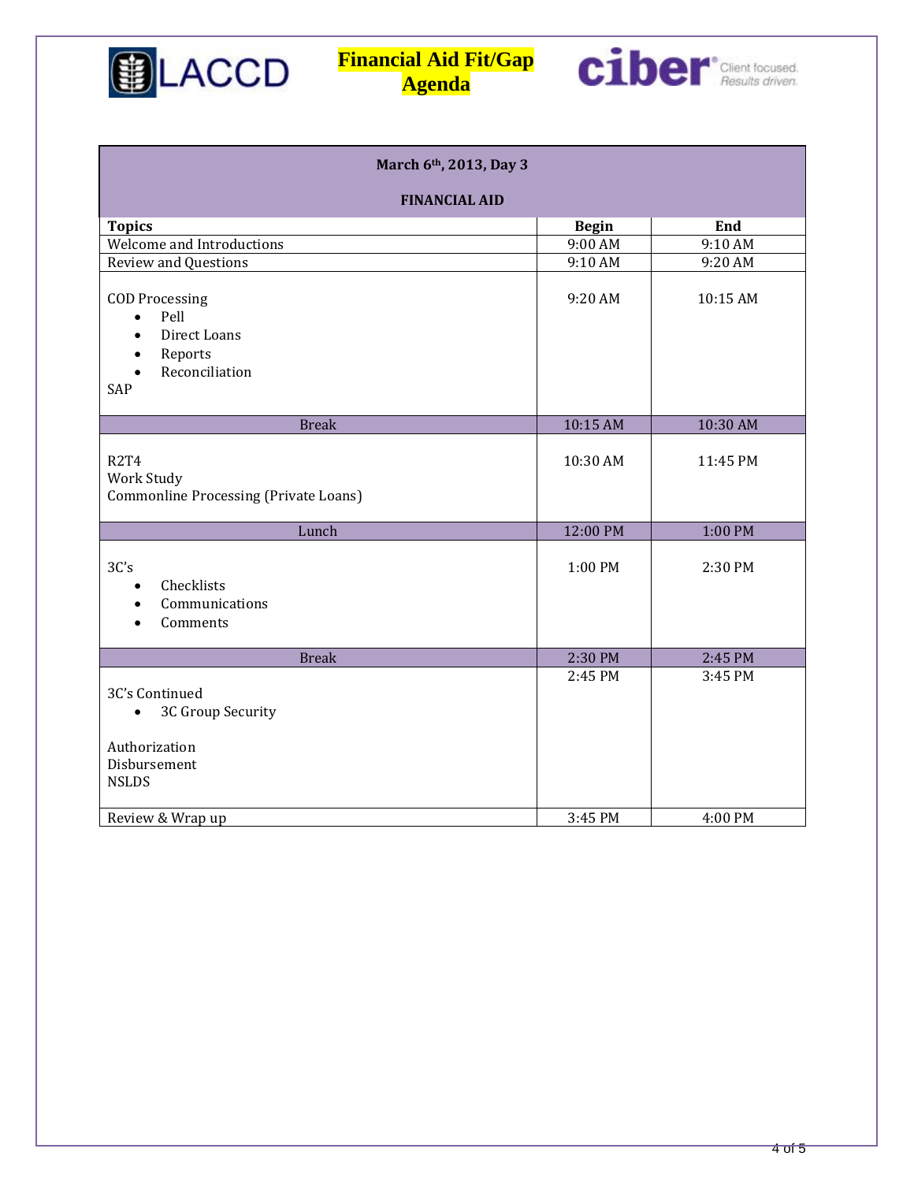# Financial Aid Fit/Gap Agenda

| March 6th, 2013, Day 3<br><br>FINANCIAL AID | | |
|---|---|---|
| **Topics** | **Begin** | **End** |
| Welcome and Introductions | 9:00 AM | 9:10 AM |
| Review and Questions | 9:10 AM | 9:20 AM |
| COD Processing<br>• Pell<br>• Direct Loans<br>• Reports<br>• Reconciliation<br>SAP | 9:20 AM | 10:15 AM |
| Break | 10:15 AM | 10:30 AM |
| R2T4<br>Work Study<br>Commonline Processing (Private Loans) | 10:30 AM | 11:45 PM |
| Lunch | 12:00 PM | 1:00 PM |
| 3C's<br>• Checklists<br>• Communications<br>• Comments | 1:00 PM | 2:30 PM |
| Break | 2:30 PM | 2:45 PM |
| 3C's Continued<br>• 3C Group Security<br><br>Authorization<br>Disbursement<br>NSLDS | 2:45 PM | 3:45 PM |
| Review & Wrap up | 3:45 PM | 4:00 PM |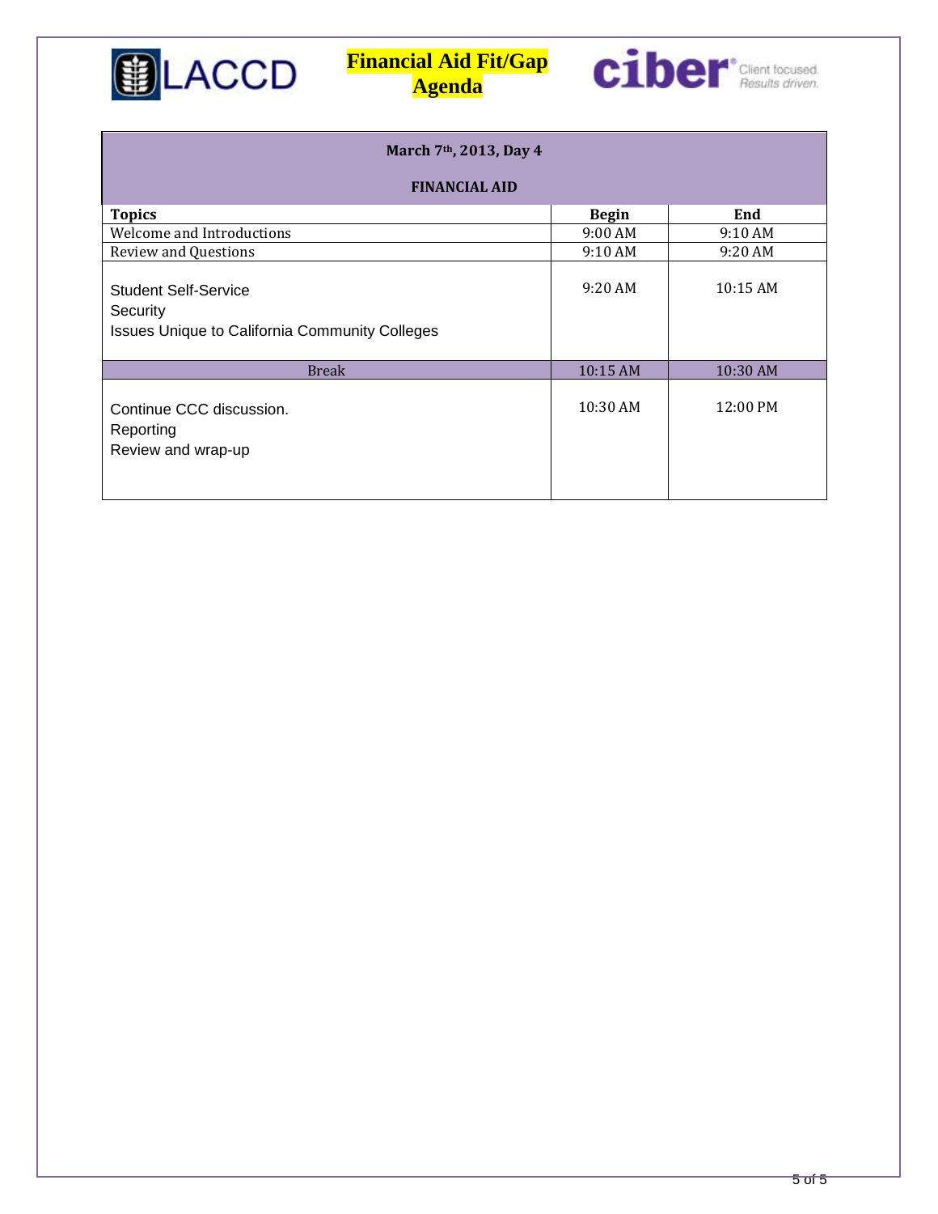# Financial Aid Fit/Gap Agenda

| March 7th, 2013, Day 4 FINANCIAL AID | | |
|---|---|---|
| **Topics** | **Begin** | **End** |
| Welcome and Introductions | 9:00 AM | 9:10 AM |
| Review and Questions | 9:10 AM | 9:20 AM |
| Student Self-Service<br>Security<br>Issues Unique to California Community Colleges | 9:20 AM | 10:15 AM |
| Break | 10:15 AM | 10:30 AM |
| Continue CCC discussion.<br>Reporting<br>Review and wrap-up | 10:30 AM | 12:00 PM |